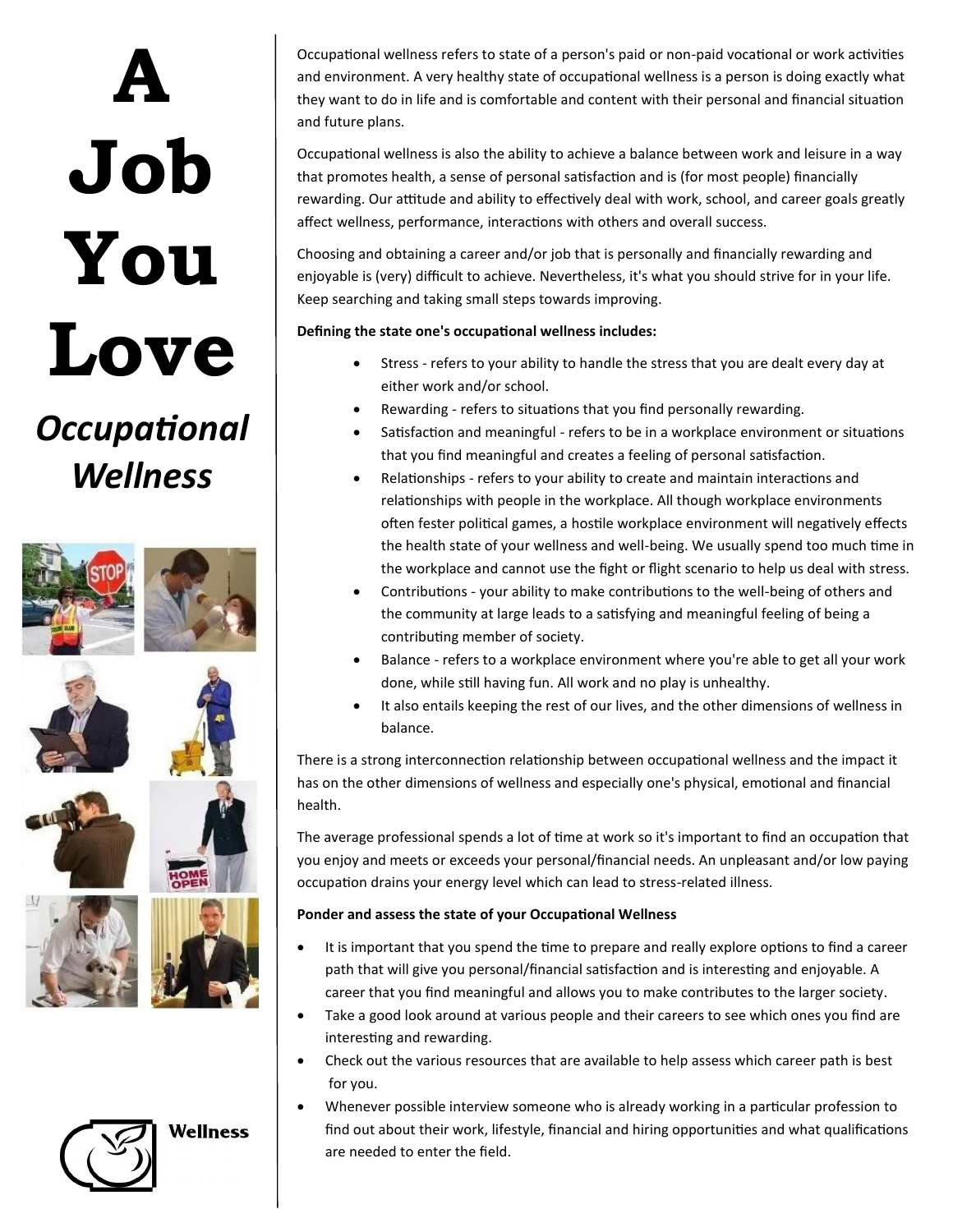# A Job You Love

## *Occupational Wellness*

Occupational wellness refers to state of a person's paid or non-paid vocational or work activities and environment. A very healthy state of occupational wellness is a person is doing exactly what they want to do in life and is comfortable and content with their personal and financial situation and future plans.

Occupational wellness is also the ability to achieve a balance between work and leisure in a way that promotes health, a sense of personal satisfaction and is (for most people) financially rewarding. Our attitude and ability to effectively deal with work, school, and career goals greatly affect wellness, performance, interactions with others and overall success.

Choosing and obtaining a career and/or job that is personally and financially rewarding and enjoyable is (very) difficult to achieve. Nevertheless, it's what you should strive for in your life. Keep searching and taking small steps towards improving.

**Defining the state one's occupational wellness includes:**

- Stress - refers to your ability to handle the stress that you are dealt every day at either work and/or school.
- Rewarding - refers to situations that you find personally rewarding.
- Satisfaction and meaningful - refers to be in a workplace environment or situations that you find meaningful and creates a feeling of personal satisfaction.
- Relationships - refers to your ability to create and maintain interactions and relationships with people in the workplace. All though workplace environments often fester political games, a hostile workplace environment will negatively effects the health state of your wellness and well-being. We usually spend too much time in the workplace and cannot use the fight or flight scenario to help us deal with stress.
- Contributions - your ability to make contributions to the well-being of others and the community at large leads to a satisfying and meaningful feeling of being a contributing member of society.
- Balance - refers to a workplace environment where you're able to get all your work done, while still having fun. All work and no play is unhealthy.
- It also entails keeping the rest of our lives, and the other dimensions of wellness in balance.

There is a strong interconnection relationship between occupational wellness and the impact it has on the other dimensions of wellness and especially one's physical, emotional and financial health.

The average professional spends a lot of time at work so it's important to find an occupation that you enjoy and meets or exceeds your personal/financial needs. An unpleasant and/or low paying occupation drains your energy level which can lead to stress-related illness.

**Ponder and assess the state of your Occupational Wellness**

- It is important that you spend the time to prepare and really explore options to find a career path that will give you personal/financial satisfaction and is interesting and enjoyable. A career that you find meaningful and allows you to make contributes to the larger society.
- Take a good look around at various people and their careers to see which ones you find are interesting and rewarding.
- Check out the various resources that are available to help assess which career path is best for you.
- Whenever possible interview someone who is already working in a particular profession to find out about their work, lifestyle, financial and hiring opportunities and what qualifications are needed to enter the field.

Wellness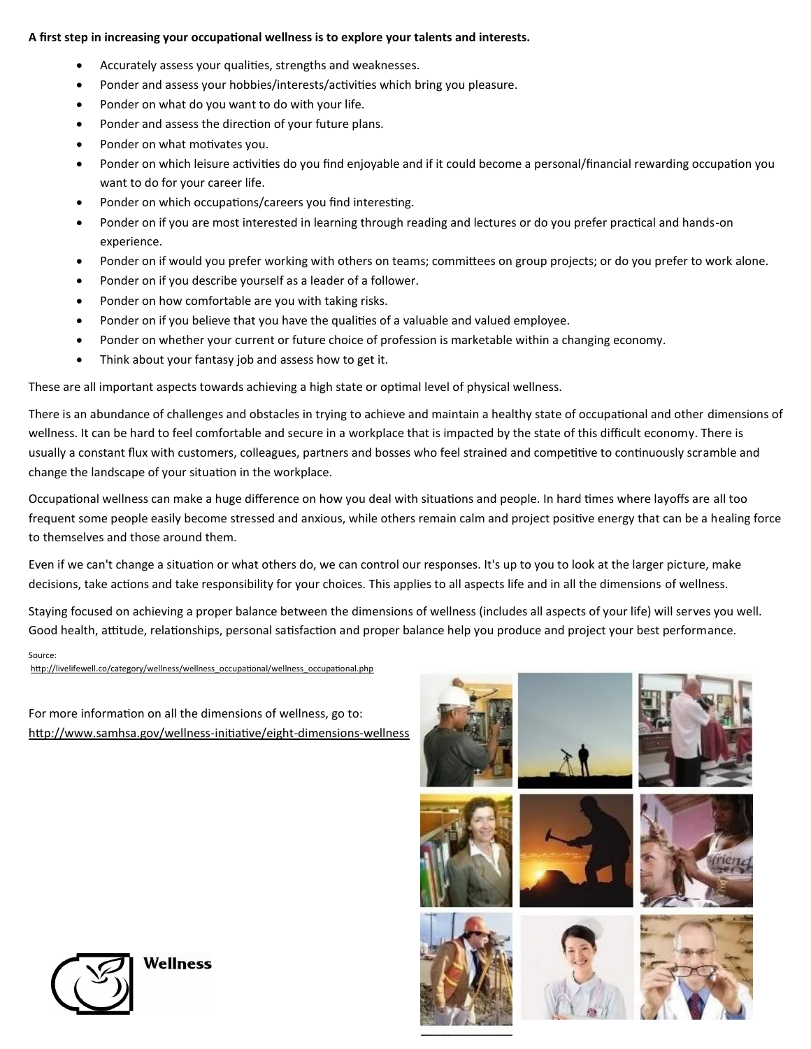**A first step in increasing your occupational wellness is to explore your talents and interests.**

- Accurately assess your qualities, strengths and weaknesses.
- Ponder and assess your hobbies/interests/activities which bring you pleasure.
- Ponder on what do you want to do with your life.
- Ponder and assess the direction of your future plans.
- Ponder on what motivates you.
- Ponder on which leisure activities do you find enjoyable and if it could become a personal/financial rewarding occupation you want to do for your career life.
- Ponder on which occupations/careers you find interesting.
- Ponder on if you are most interested in learning through reading and lectures or do you prefer practical and hands-on experience.
- Ponder on if would you prefer working with others on teams; committees on group projects; or do you prefer to work alone.
- Ponder on if you describe yourself as a leader of a follower.
- Ponder on how comfortable are you with taking risks.
- Ponder on if you believe that you have the qualities of a valuable and valued employee.
- Ponder on whether your current or future choice of profession is marketable within a changing economy.
- Think about your fantasy job and assess how to get it.

These are all important aspects towards achieving a high state or optimal level of physical wellness.

There is an abundance of challenges and obstacles in trying to achieve and maintain a healthy state of occupational and other dimensions of wellness. It can be hard to feel comfortable and secure in a workplace that is impacted by the state of this difficult economy. There is usually a constant flux with customers, colleagues, partners and bosses who feel strained and competitive to continuously scramble and change the landscape of your situation in the workplace.

Occupational wellness can make a huge difference on how you deal with situations and people. In hard times where layoffs are all too frequent some people easily become stressed and anxious, while others remain calm and project positive energy that can be a healing force to themselves and those around them.

Even if we can't change a situation or what others do, we can control our responses. It's up to you to look at the larger picture, make decisions, take actions and take responsibility for your choices. This applies to all aspects life and in all the dimensions of wellness.

Staying focused on achieving a proper balance between the dimensions of wellness (includes all aspects of your life) will serves you well. Good health, attitude, relationships, personal satisfaction and proper balance help you produce and project your best performance.

Source:
http://livelifewell.co/category/wellness/wellness_occupational/wellness_occupational.php

For more information on all the dimensions of wellness, go to:
http://www.samhsa.gov/wellness-initiative/eight-dimensions-wellness

Wellness